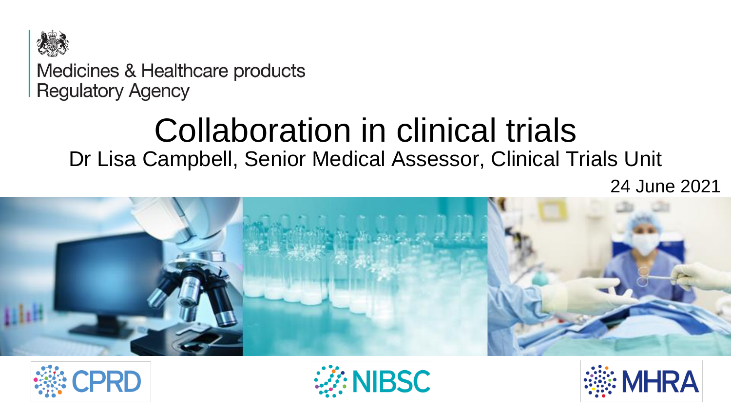Medicines & Healthcare products Regulatory Agency

# Collaboration in clinical trials

Dr Lisa Campbell, Senior Medical Assessor, Clinical Trials Unit

24 June 2021

CPRD

NIBSC

MHRA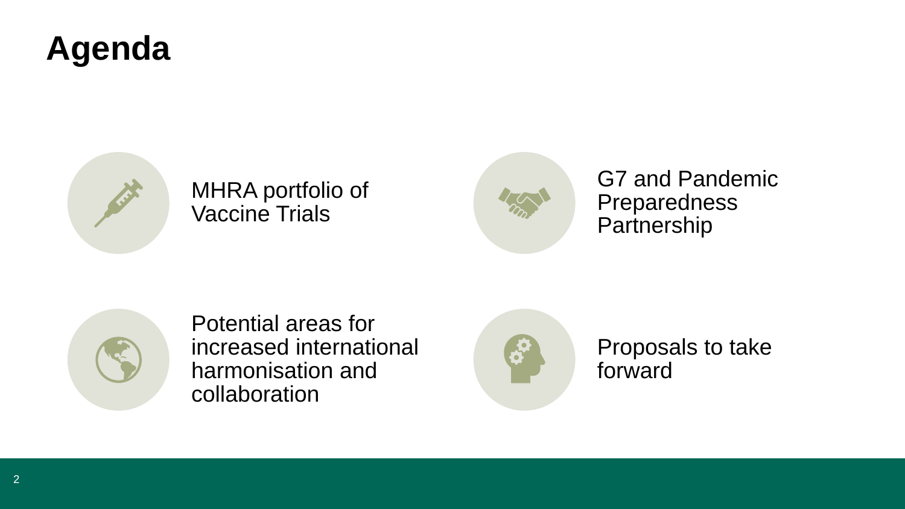# Agenda

- MHRA portfolio of Vaccine Trials
- G7 and Pandemic Preparedness Partnership
- Potential areas for increased international harmonisation and collaboration
- Proposals to take forward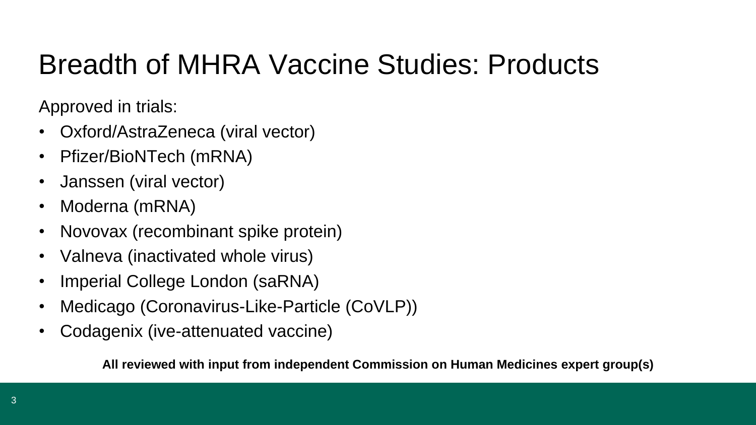# Breadth of MHRA Vaccine Studies: Products

Approved in trials:

- Oxford/AstraZeneca (viral vector)
- Pfizer/BioNTech (mRNA)
- Janssen (viral vector)
- Moderna (mRNA)
- Novovax (recombinant spike protein)
- Valneva (inactivated whole virus)
- Imperial College London (saRNA)
- Medicago (Coronavirus-Like-Particle (CoVLP))
- Codagenix (ive-attenuated vaccine)

**All reviewed with input from independent Commission on Human Medicines expert group(s)**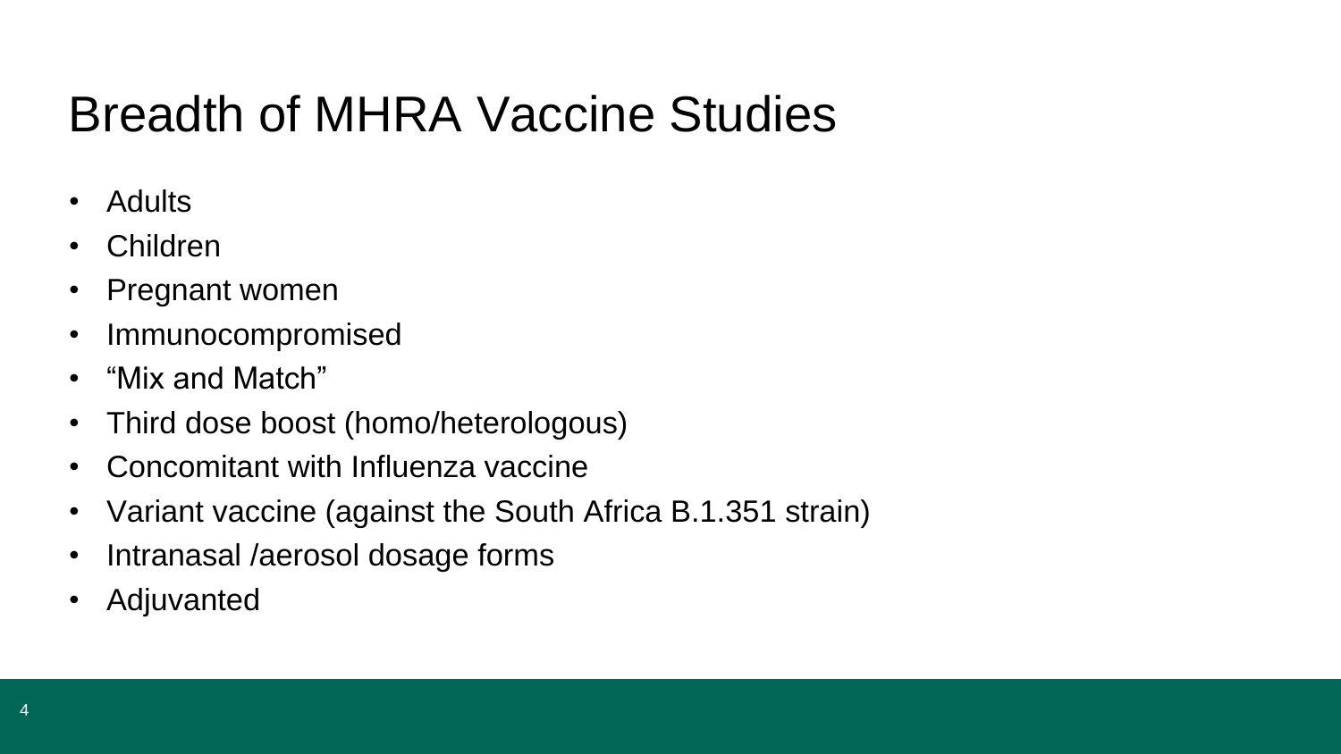# Breadth of MHRA Vaccine Studies

- Adults
- Children
- Pregnant women
- Immunocompromised
- "Mix and Match"
- Third dose boost (homo/heterologous)
- Concomitant with Influenza vaccine
- Variant vaccine (against the South Africa B.1.351 strain)
- Intranasal /aerosol dosage forms
- Adjuvanted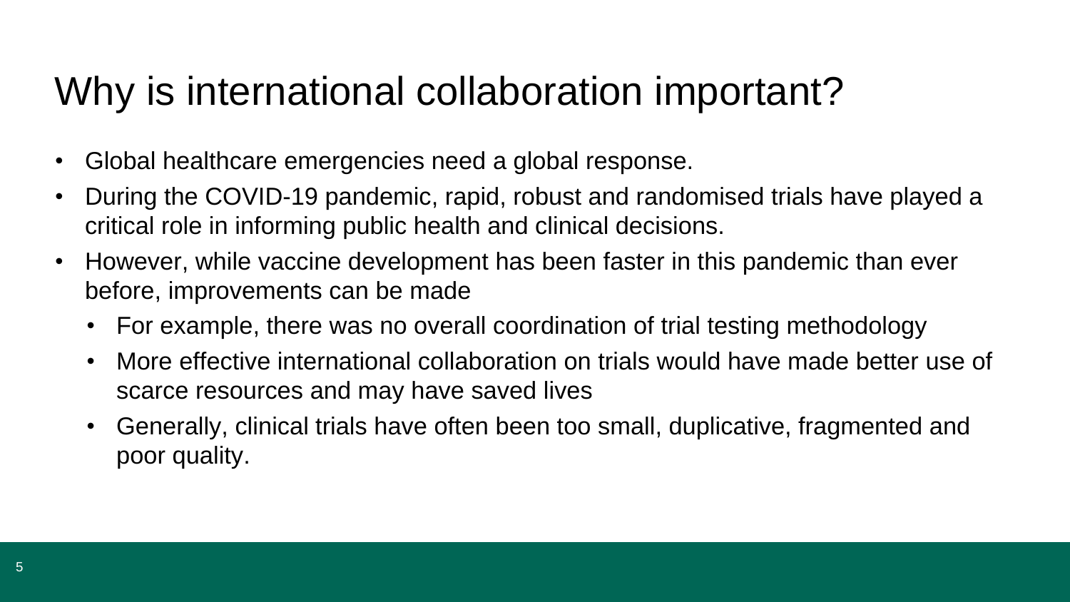# Why is international collaboration important?

- Global healthcare emergencies need a global response.
- During the COVID-19 pandemic, rapid, robust and randomised trials have played a critical role in informing public health and clinical decisions.
- However, while vaccine development has been faster in this pandemic than ever before, improvements can be made
  - For example, there was no overall coordination of trial testing methodology
  - More effective international collaboration on trials would have made better use of scarce resources and may have saved lives
  - Generally, clinical trials have often been too small, duplicative, fragmented and poor quality.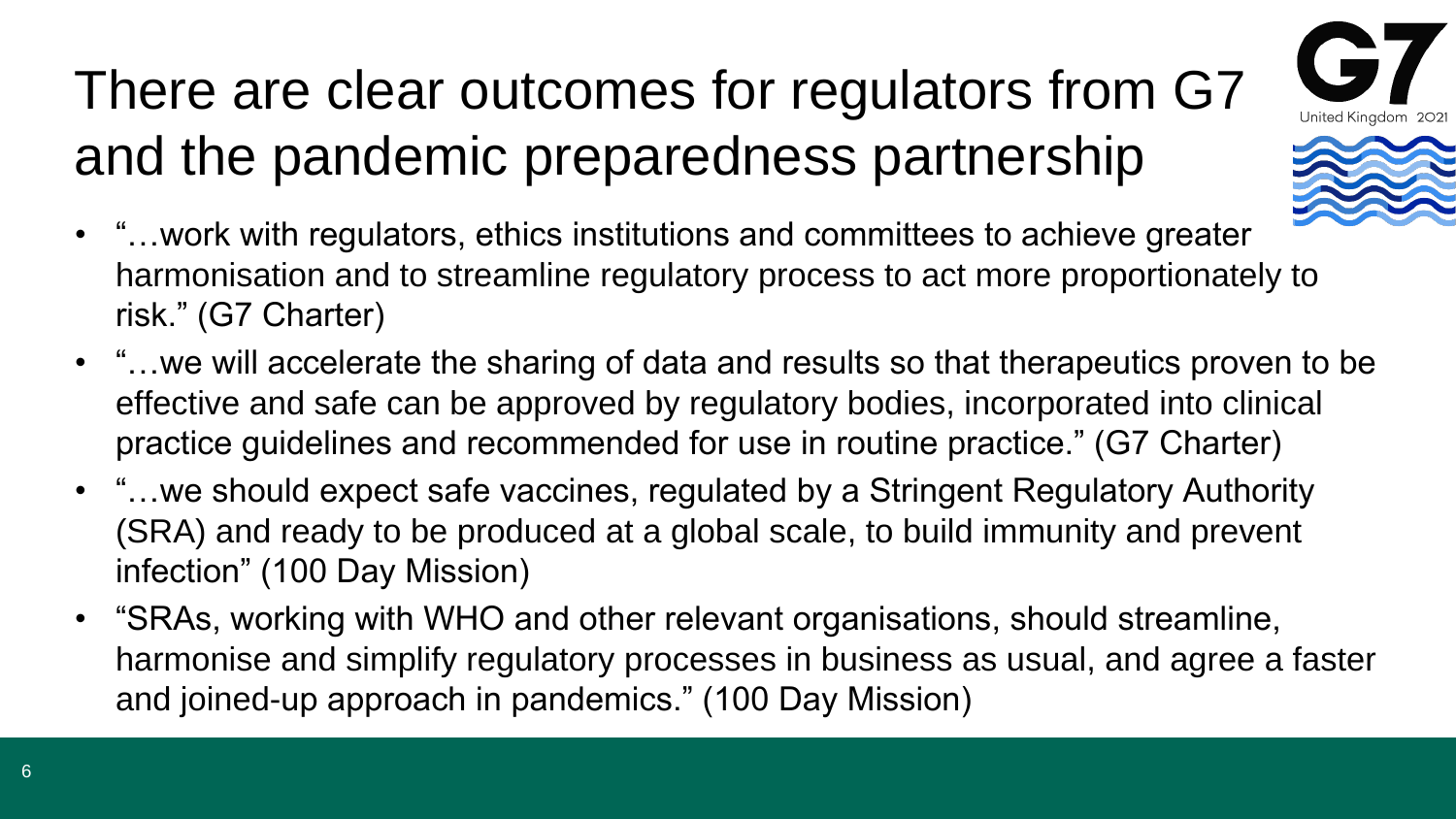# There are clear outcomes for regulators from G7 and the pandemic preparedness partnership

- "…work with regulators, ethics institutions and committees to achieve greater harmonisation and to streamline regulatory process to act more proportionately to risk." (G7 Charter)
- "…we will accelerate the sharing of data and results so that therapeutics proven to be effective and safe can be approved by regulatory bodies, incorporated into clinical practice guidelines and recommended for use in routine practice." (G7 Charter)
- "…we should expect safe vaccines, regulated by a Stringent Regulatory Authority (SRA) and ready to be produced at a global scale, to build immunity and prevent infection" (100 Day Mission)
- "SRAs, working with WHO and other relevant organisations, should streamline, harmonise and simplify regulatory processes in business as usual, and agree a faster and joined-up approach in pandemics." (100 Day Mission)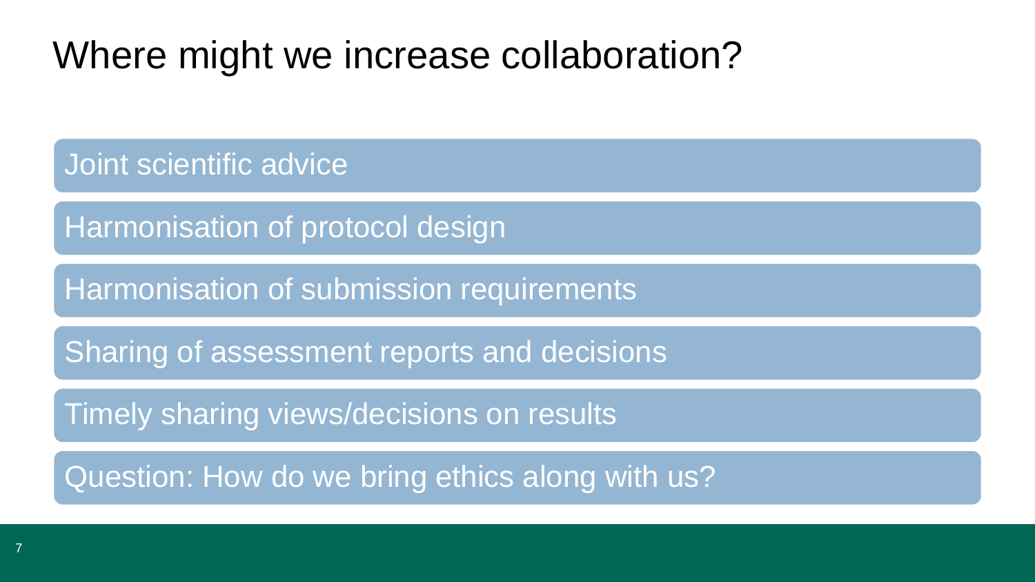# Where might we increase collaboration?

- Joint scientific advice
- Harmonisation of protocol design
- Harmonisation of submission requirements
- Sharing of assessment reports and decisions
- Timely sharing views/decisions on results
- Question: How do we bring ethics along with us?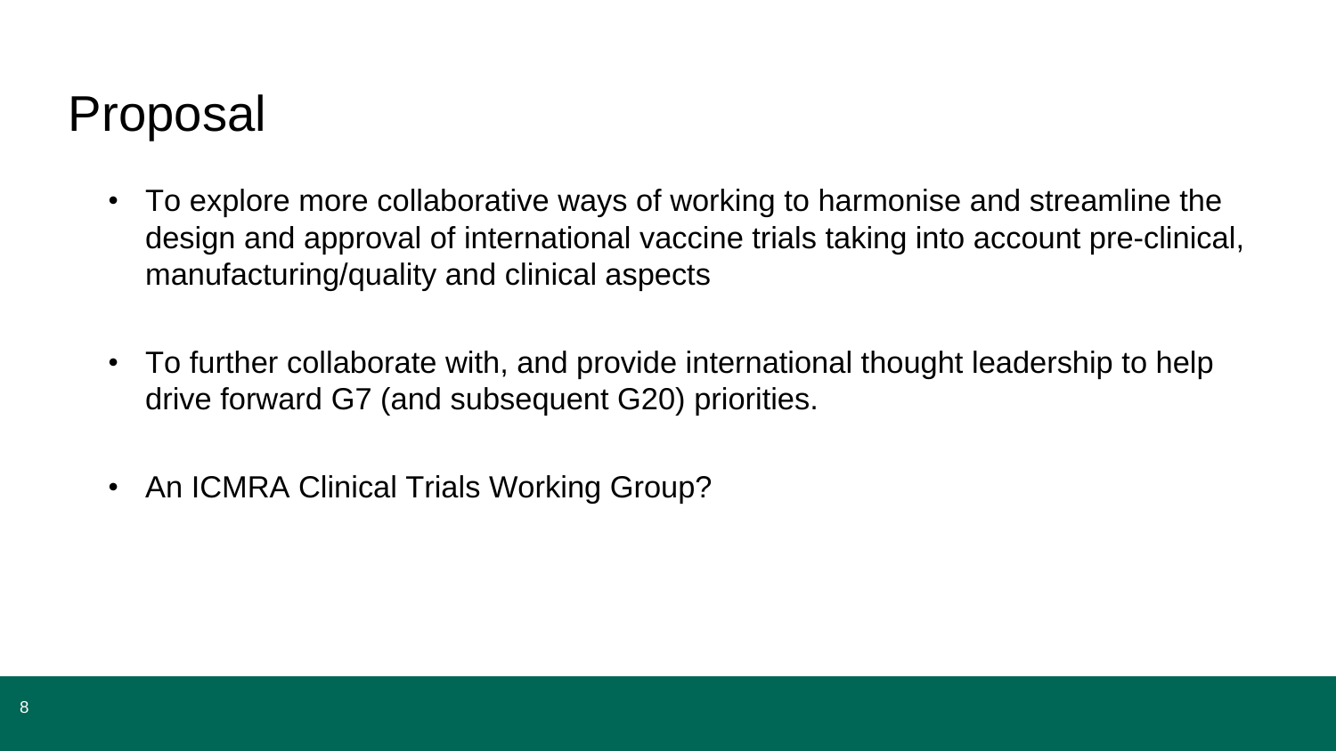# Proposal

- To explore more collaborative ways of working to harmonise and streamline the design and approval of international vaccine trials taking into account pre-clinical, manufacturing/quality and clinical aspects

- To further collaborate with, and provide international thought leadership to help drive forward G7 (and subsequent G20) priorities.

- An ICMRA Clinical Trials Working Group?